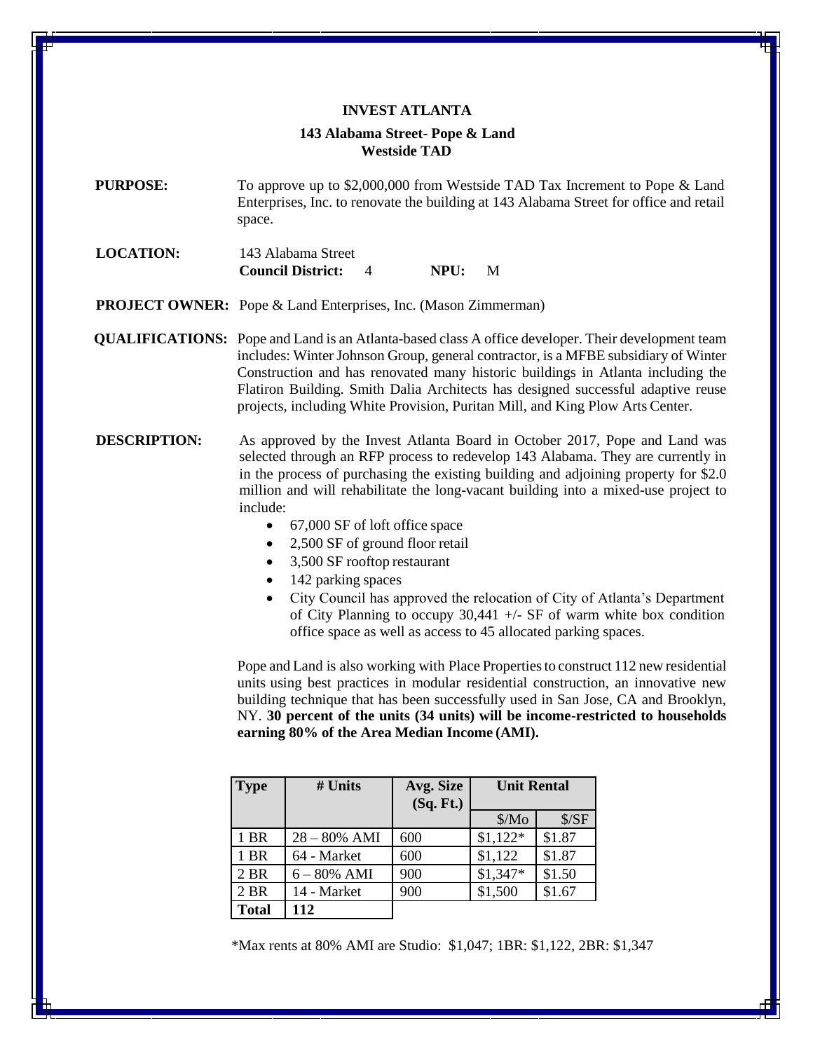# INVEST ATLANTA

## 143 Alabama Street- Pope & Land
## Westside TAD

**PURPOSE:** To approve up to $2,000,000 from Westside TAD Tax Increment to Pope & Land Enterprises, Inc. to renovate the building at 143 Alabama Street for office and retail space.

**LOCATION:** 143 Alabama Street
**Council District:** 4 **NPU:** M

**PROJECT OWNER:** Pope & Land Enterprises, Inc. (Mason Zimmerman)

**QUALIFICATIONS:** Pope and Land is an Atlanta-based class A office developer. Their development team includes: Winter Johnson Group, general contractor, is a MFBE subsidiary of Winter Construction and has renovated many historic buildings in Atlanta including the Flatiron Building. Smith Dalia Architects has designed successful adaptive reuse projects, including White Provision, Puritan Mill, and King Plow Arts Center.

**DESCRIPTION:** As approved by the Invest Atlanta Board in October 2017, Pope and Land was selected through an RFP process to redevelop 143 Alabama. They are currently in in the process of purchasing the existing building and adjoining property for $2.0 million and will rehabilitate the long-vacant building into a mixed-use project to include:

- 67,000 SF of loft office space
- 2,500 SF of ground floor retail
- 3,500 SF rooftop restaurant
- 142 parking spaces
- City Council has approved the relocation of City of Atlanta's Department of City Planning to occupy 30,441 +/- SF of warm white box condition office space as well as access to 45 allocated parking spaces.

Pope and Land is also working with Place Properties to construct 112 new residential units using best practices in modular residential construction, an innovative new building technique that has been successfully used in San Jose, CA and Brooklyn, NY. **30 percent of the units (34 units) will be income-restricted to households earning 80% of the Area Median Income (AMI).**

| Type | # Units | Avg. Size (Sq. Ft.) | Unit Rental | |
|---|---|---|---|---|
| | | | $/Mo | $/SF |
| 1 BR | 28 – 80% AMI | 600 | $1,122* | $1.87 |
| 1 BR | 64 - Market | 600 | $1,122 | $1.87 |
| 2 BR | 6 – 80% AMI | 900 | $1,347* | $1.50 |
| 2 BR | 14 - Market | 900 | $1,500 | $1.67 |
| **Total** | **112** | | | |

*Max rents at 80% AMI are Studio: $1,047; 1BR: $1,122, 2BR: $1,347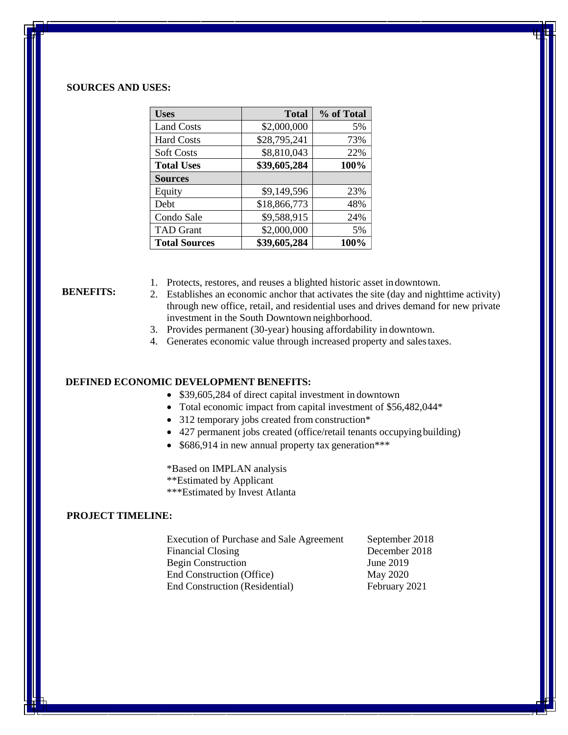**SOURCES AND USES:**

| **Uses** | **Total** | **% of Total** |
|---|---|---|
| Land Costs | $2,000,000 | 5% |
| Hard Costs | $28,795,241 | 73% |
| Soft Costs | $8,810,043 | 22% |
| **Total Uses** | **$39,605,284** | **100%** |
| **Sources** | | |
| Equity | $9,149,596 | 23% |
| Debt | $18,866,773 | 48% |
| Condo Sale | $9,588,915 | 24% |
| TAD Grant | $2,000,000 | 5% |
| **Total Sources** | **$39,605,284** | **100%** |

**BENEFITS:**

1. Protects, restores, and reuses a blighted historic asset in downtown.
2. Establishes an economic anchor that activates the site (day and nighttime activity) through new office, retail, and residential uses and drives demand for new private investment in the South Downtown neighborhood.
3. Provides permanent (30-year) housing affordability in downtown.
4. Generates economic value through increased property and sales taxes.

**DEFINED ECONOMIC DEVELOPMENT BENEFITS:**

- $39,605,284 of direct capital investment in downtown
- Total economic impact from capital investment of $56,482,044*
- 312 temporary jobs created from construction*
- 427 permanent jobs created (office/retail tenants occupying building)
- $686,914 in new annual property tax generation***

*Based on IMPLAN analysis
**Estimated by Applicant
***Estimated by Invest Atlanta

**PROJECT TIMELINE:**

| | |
|---|---|
| Execution of Purchase and Sale Agreement | September 2018 |
| Financial Closing | December 2018 |
| Begin Construction | June 2019 |
| End Construction (Office) | May 2020 |
| End Construction (Residential) | February 2021 |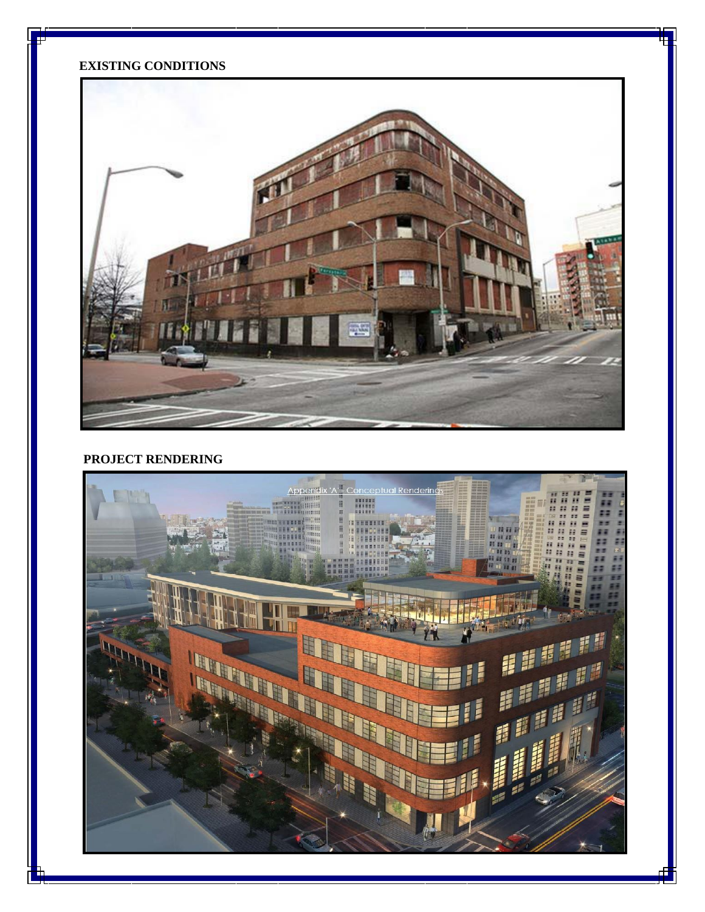**EXISTING CONDITIONS**

**PROJECT RENDERING**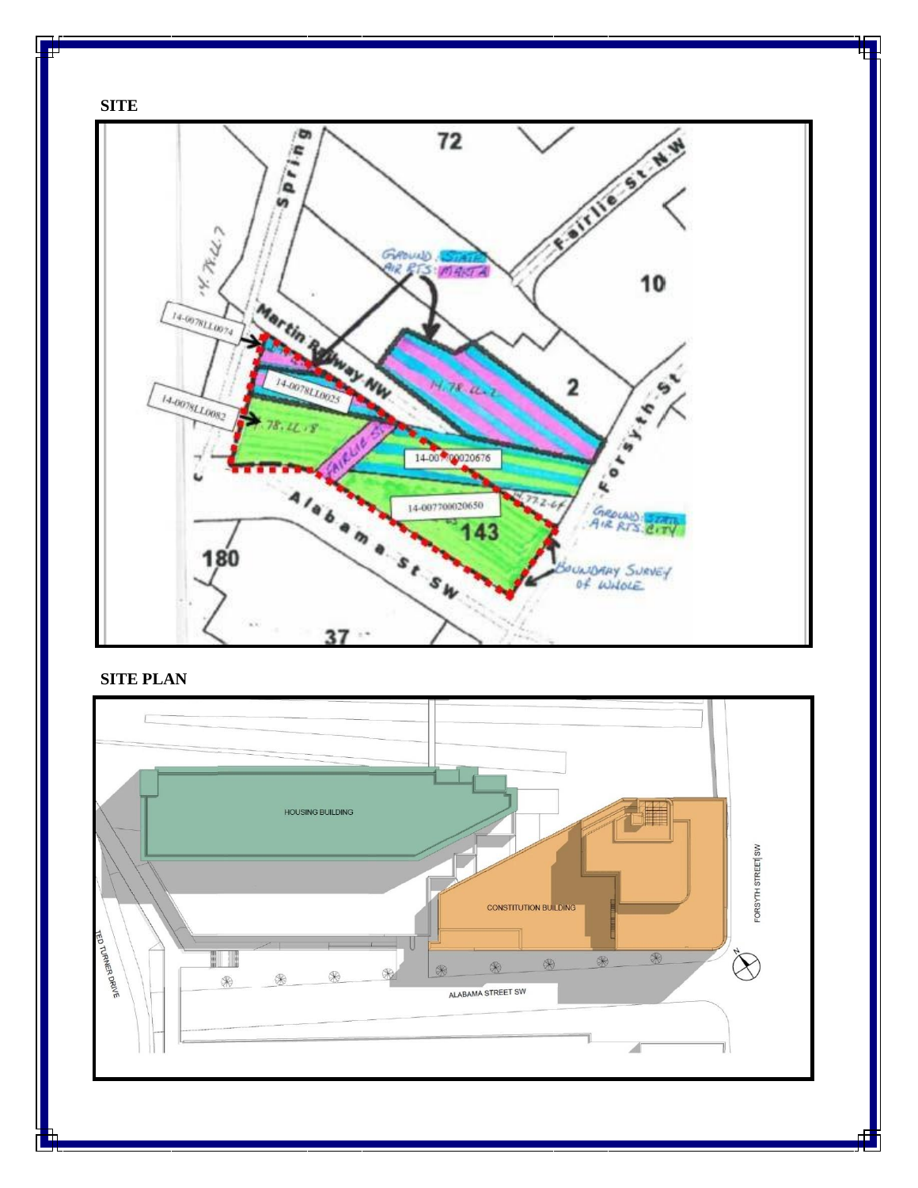**SITE**

72

10

2

143

180

37

Spring

Fairlie St NW

Martin Railway NW

Forsyth St

Alabama St SW

14-0078LL0074

14-0078LL0025

14-0078LL0082

14-007700020676

14-007700020650

GROUND: STATE
AIR RTS: MARTA

GROUND: STATE
AIR RTS: CITY

BOUNDARY SURVEY
OF WHOLE

**SITE PLAN**

HOUSING BUILDING

CONSTITUTION BUILDING

FORSYTH STREET SW

ALABAMA STREET SW

TED TURNER DRIVE